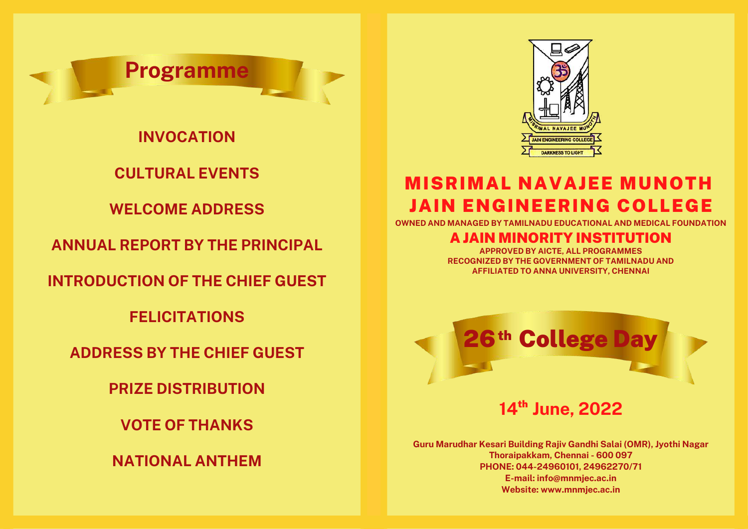## Programme

INVOCATION

CULTURAL EVENTS

WELCOME ADDRESS

ANNUAL REPORT BY THE PRINCIPAL

INTRODUCTION OF THE CHIEF GUEST

FELICITATIONS

ADDRESS BY THE CHIEF GUEST

PRIZE DISTRIBUTION

VOTE OF THANKS

NATIONAL ANTHEM

# MISRIMAL NAVAJEE MUNOTH JAIN ENGINEERING COLLEGE

OWNED AND MANAGED BY TAMILNADU EDUCATIONAL AND MEDICAL FOUNDATION

## A JAIN MINORITY INSTITUTION

APPROVED BY AICTE, ALL PROGRAMMES
RECOGNIZED BY THE GOVERNMENT OF TAMILNADU AND
AFFILIATED TO ANNA UNIVERSITY, CHENNAI

## 26th College Day

### 14th June, 2022

Guru Marudhar Kesari Building Rajiv Gandhi Salai (OMR), Jyothi Nagar
Thoraipakkam, Chennai - 600 097
PHONE: 044-24960101, 24962270/71
E-mail: info@mnmjec.ac.in
Website: www.mnmjec.ac.in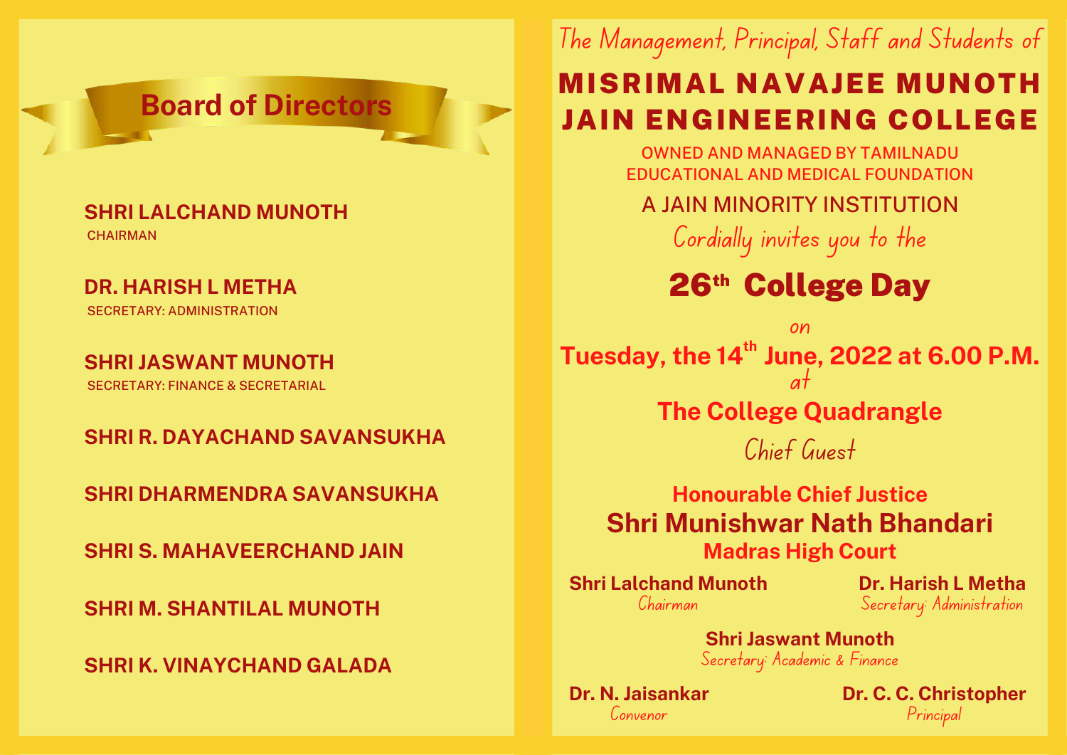## Board of Directors

**SHRI LALCHAND MUNOTH**
CHAIRMAN

**DR. HARISH L METHA**
SECRETARY: ADMINISTRATION

**SHRI JASWANT MUNOTH**
SECRETARY: FINANCE & SECRETARIAL

**SHRI R. DAYACHAND SAVANSUKHA**

**SHRI DHARMENDRA SAVANSUKHA**

**SHRI S. MAHAVEERCHAND JAIN**

**SHRI M. SHANTILAL MUNOTH**

**SHRI K. VINAYCHAND GALADA**

*The Management, Principal, Staff and Students of*

# MISRIMAL NAVAJEE MUNOTH JAIN ENGINEERING COLLEGE

OWNED AND MANAGED BY TAMILNADU EDUCATIONAL AND MEDICAL FOUNDATION

A JAIN MINORITY INSTITUTION

*Cordially invites you to the*

## 26th College Day

*on*

**Tuesday, the 14th June, 2022 at 6.00 P.M.**

*at*

**The College Quadrangle**

*Chief Guest*

**Honourable Chief Justice**
**Shri Munishwar Nath Bhandari**
**Madras High Court**

**Shri Lalchand Munoth**
*Chairman*

**Dr. Harish L Metha**
*Secretary: Administration*

**Shri Jaswant Munoth**
*Secretary: Academic & Finance*

**Dr. N. Jaisankar**
*Convenor*

**Dr. C. C. Christopher**
*Principal*